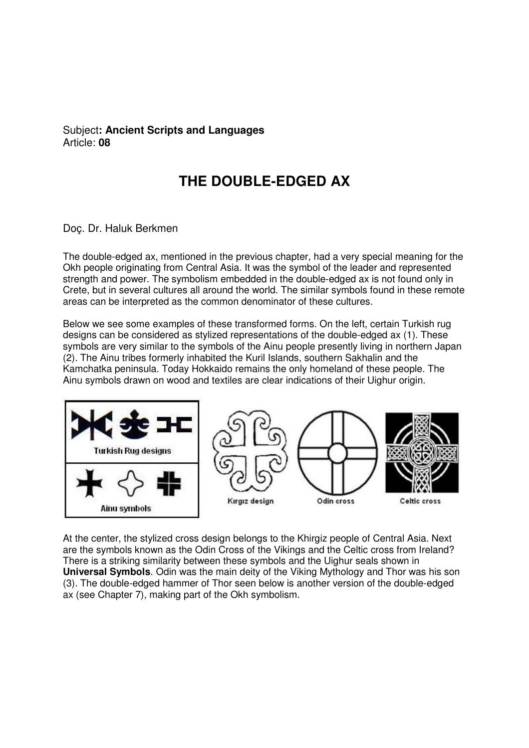Subject**: Ancient Scripts and Languages**
Article: **08**

# THE DOUBLE-EDGED AX

Doç. Dr. Haluk Berkmen

The double-edged ax, mentioned in the previous chapter, had a very special meaning for the Okh people originating from Central Asia. It was the symbol of the leader and represented strength and power. The symbolism embedded in the double-edged ax is not found only in Crete, but in several cultures all around the world. The similar symbols found in these remote areas can be interpreted as the common denominator of these cultures.

Below we see some examples of these transformed forms. On the left, certain Turkish rug designs can be considered as stylized representations of the double-edged ax (1). These symbols are very similar to the symbols of the Ainu people presently living in northern Japan (2). The Ainu tribes formerly inhabited the Kuril Islands, southern Sakhalin and the Kamchatka peninsula. Today Hokkaido remains the only homeland of these people. The Ainu symbols drawn on wood and textiles are clear indications of their Uighur origin.

Turkish Rug designs

Ainu symbols

Kırgız design

Odin cross

Celtic cross

At the center, the stylized cross design belongs to the Khirgiz people of Central Asia. Next are the symbols known as the Odin Cross of the Vikings and the Celtic cross from Ireland? There is a striking similarity between these symbols and the Uighur seals shown in **Universal Symbols**. Odin was the main deity of the Viking Mythology and Thor was his son (3). The double-edged hammer of Thor seen below is another version of the double-edged ax (see Chapter 7), making part of the Okh symbolism.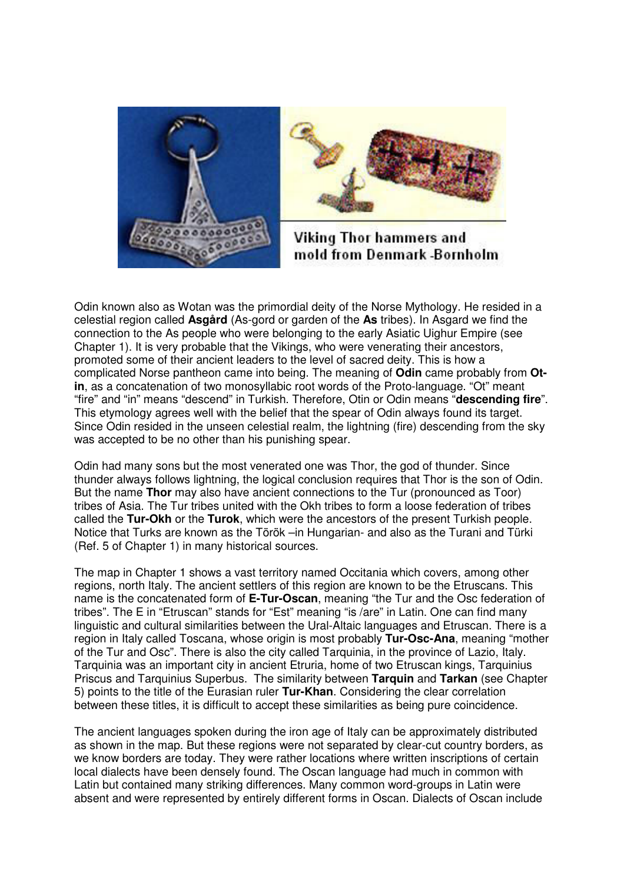Viking Thor hammers and mold from Denmark -Bornholm

Odin known also as Wotan was the primordial deity of the Norse Mythology. He resided in a celestial region called **Asgård** (As-gord or garden of the **As** tribes). In Asgard we find the connection to the As people who were belonging to the early Asiatic Uighur Empire (see Chapter 1). It is very probable that the Vikings, who were venerating their ancestors, promoted some of their ancient leaders to the level of sacred deity. This is how a complicated Norse pantheon came into being. The meaning of **Odin** came probably from **Ot-in**, as a concatenation of two monosyllabic root words of the Proto-language. "Ot" meant "fire" and "in" means "descend" in Turkish. Therefore, Otin or Odin means "**descending fire**". This etymology agrees well with the belief that the spear of Odin always found its target. Since Odin resided in the unseen celestial realm, the lightning (fire) descending from the sky was accepted to be no other than his punishing spear.

Odin had many sons but the most venerated one was Thor, the god of thunder. Since thunder always follows lightning, the logical conclusion requires that Thor is the son of Odin. But the name **Thor** may also have ancient connections to the Tur (pronounced as Toor) tribes of Asia. The Tur tribes united with the Okh tribes to form a loose federation of tribes called the **Tur-Okh** or the **Turok**, which were the ancestors of the present Turkish people. Notice that Turks are known as the Török –in Hungarian- and also as the Turani and Türki (Ref. 5 of Chapter 1) in many historical sources.

The map in Chapter 1 shows a vast territory named Occitania which covers, among other regions, north Italy. The ancient settlers of this region are known to be the Etruscans. This name is the concatenated form of **E-Tur-Oscan**, meaning "the Tur and the Osc federation of tribes". The E in "Etruscan" stands for "Est" meaning "is /are" in Latin. One can find many linguistic and cultural similarities between the Ural-Altaic languages and Etruscan. There is a region in Italy called Toscana, whose origin is most probably **Tur-Osc-Ana**, meaning "mother of the Tur and Osc". There is also the city called Tarquinia, in the province of Lazio, Italy. Tarquinia was an important city in ancient Etruria, home of two Etruscan kings, Tarquinius Priscus and Tarquinius Superbus. The similarity between **Tarquin** and **Tarkan** (see Chapter 5) points to the title of the Eurasian ruler **Tur-Khan**. Considering the clear correlation between these titles, it is difficult to accept these similarities as being pure coincidence.

The ancient languages spoken during the iron age of Italy can be approximately distributed as shown in the map. But these regions were not separated by clear-cut country borders, as we know borders are today. They were rather locations where written inscriptions of certain local dialects have been densely found. The Oscan language had much in common with Latin but contained many striking differences. Many common word-groups in Latin were absent and were represented by entirely different forms in Oscan. Dialects of Oscan include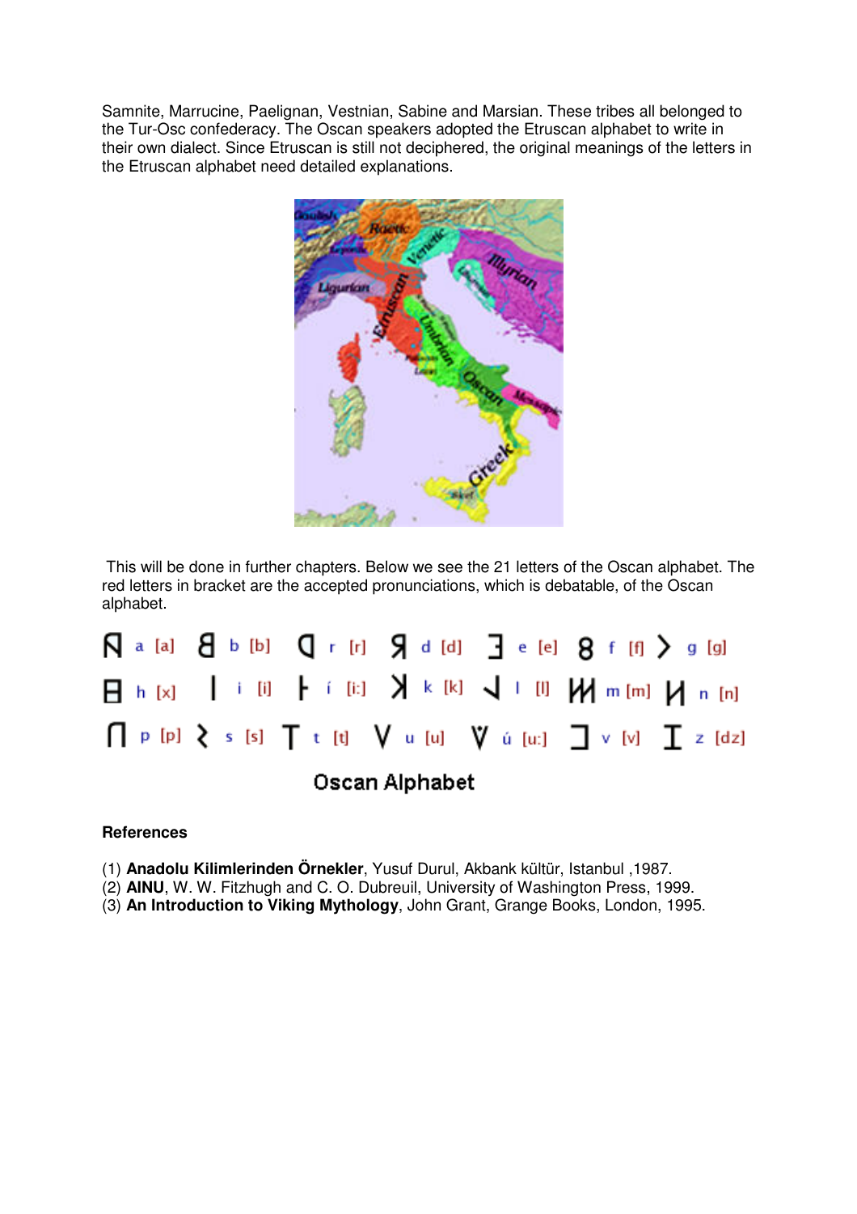Samnite, Marrucine, Paelignan, Vestnian, Sabine and Marsian. These tribes all belonged to the Tur-Osc confederacy. The Oscan speakers adopted the Etruscan alphabet to write in their own dialect. Since Etruscan is still not deciphered, the original meanings of the letters in the Etruscan alphabet need detailed explanations.

This will be done in further chapters. Below we see the 21 letters of the Oscan alphabet. The red letters in bracket are the accepted pronunciations, which is debatable, of the Oscan alphabet.

a [a] b [b] r [r] d [d] e [e] f [f] g [g]

h [x] i [i] í [i:] k [k] l [l] m [m] n [n]

p [p] s [s] t [t] u [u] ú [u:] v [v] z [dz]

Oscan Alphabet

**References**

(1) **Anadolu Kilimlerinden Örnekler**, Yusuf Durul, Akbank kültür, Istanbul ,1987.
(2) **AINU**, W. W. Fitzhugh and C. O. Dubreuil, University of Washington Press, 1999.
(3) **An Introduction to Viking Mythology**, John Grant, Grange Books, London, 1995.